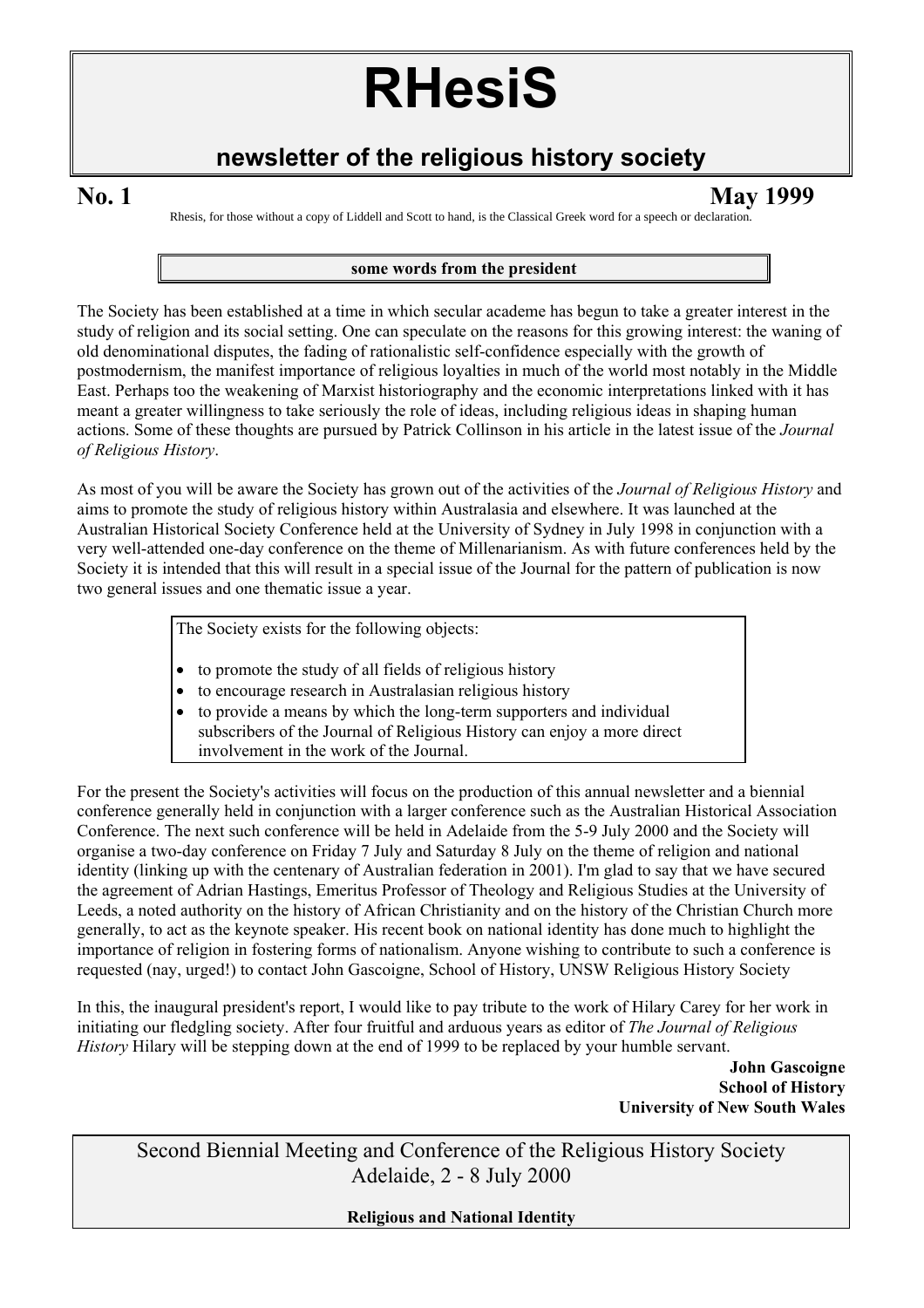# RHesiS

## newsletter of the religious history society

**No. 1** **May 1999**

Rhesis, for those without a copy of Liddell and Scott to hand, is the Classical Greek word for a speech or declaration.

### some words from the president

The Society has been established at a time in which secular academe has begun to take a greater interest in the study of religion and its social setting. One can speculate on the reasons for this growing interest: the waning of old denominational disputes, the fading of rationalistic self-confidence especially with the growth of postmodernism, the manifest importance of religious loyalties in much of the world most notably in the Middle East. Perhaps too the weakening of Marxist historiography and the economic interpretations linked with it has meant a greater willingness to take seriously the role of ideas, including religious ideas in shaping human actions. Some of these thoughts are pursued by Patrick Collinson in his article in the latest issue of the *Journal of Religious History*.

As most of you will be aware the Society has grown out of the activities of the *Journal of Religious History* and aims to promote the study of religious history within Australasia and elsewhere. It was launched at the Australian Historical Society Conference held at the University of Sydney in July 1998 in conjunction with a very well-attended one-day conference on the theme of Millenarianism. As with future conferences held by the Society it is intended that this will result in a special issue of the Journal for the pattern of publication is now two general issues and one thematic issue a year.

The Society exists for the following objects:

- to promote the study of all fields of religious history
- to encourage research in Australasian religious history
- to provide a means by which the long-term supporters and individual subscribers of the Journal of Religious History can enjoy a more direct involvement in the work of the Journal.

For the present the Society's activities will focus on the production of this annual newsletter and a biennial conference generally held in conjunction with a larger conference such as the Australian Historical Association Conference. The next such conference will be held in Adelaide from the 5-9 July 2000 and the Society will organise a two-day conference on Friday 7 July and Saturday 8 July on the theme of religion and national identity (linking up with the centenary of Australian federation in 2001). I'm glad to say that we have secured the agreement of Adrian Hastings, Emeritus Professor of Theology and Religious Studies at the University of Leeds, a noted authority on the history of African Christianity and on the history of the Christian Church more generally, to act as the keynote speaker. His recent book on national identity has done much to highlight the importance of religion in fostering forms of nationalism. Anyone wishing to contribute to such a conference is requested (nay, urged!) to contact John Gascoigne, School of History, UNSW Religious History Society

In this, the inaugural president's report, I would like to pay tribute to the work of Hilary Carey for her work in initiating our fledgling society. After four fruitful and arduous years as editor of *The Journal of Religious History* Hilary will be stepping down at the end of 1999 to be replaced by your humble servant.

**John Gascoigne**
**School of History**
**University of New South Wales**

Second Biennial Meeting and Conference of the Religious History Society
Adelaide, 2 - 8 July 2000

**Religious and National Identity**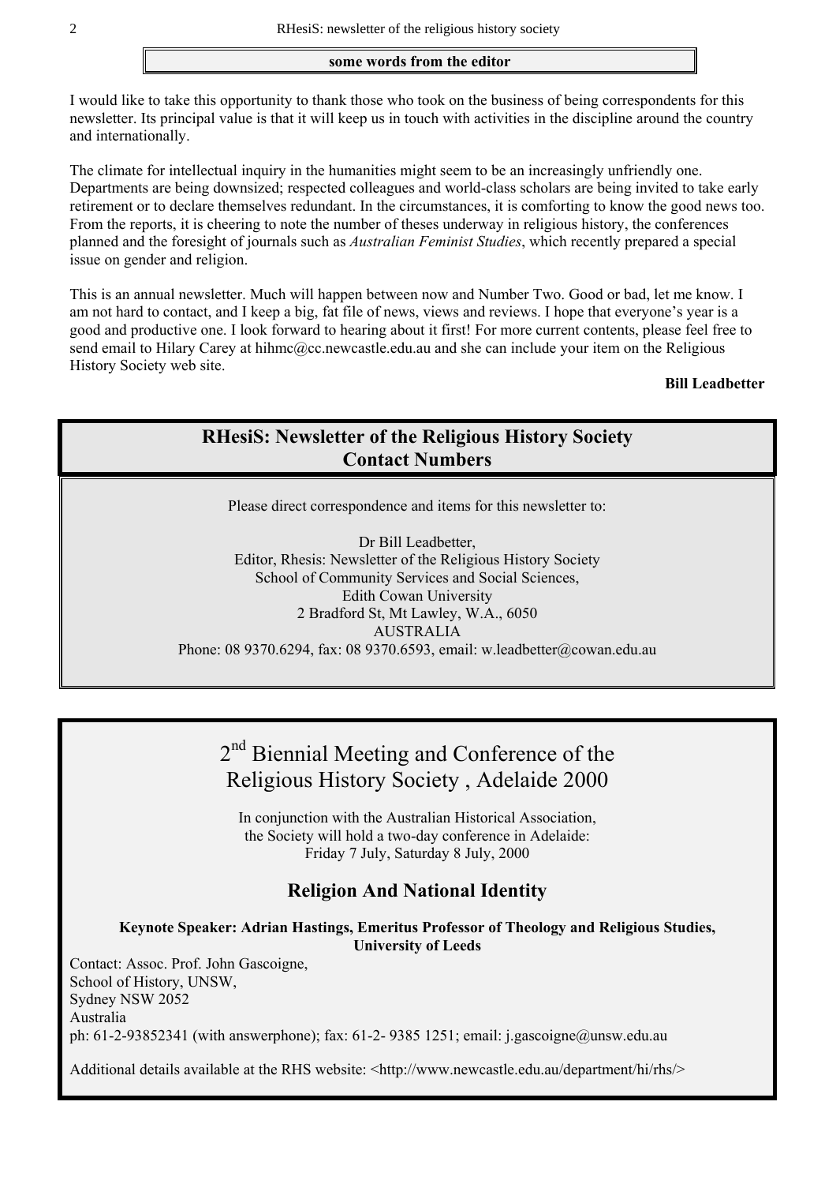## some words from the editor

I would like to take this opportunity to thank those who took on the business of being correspondents for this newsletter. Its principal value is that it will keep us in touch with activities in the discipline around the country and internationally.

The climate for intellectual inquiry in the humanities might seem to be an increasingly unfriendly one. Departments are being downsized; respected colleagues and world-class scholars are being invited to take early retirement or to declare themselves redundant. In the circumstances, it is comforting to know the good news too. From the reports, it is cheering to note the number of theses underway in religious history, the conferences planned and the foresight of journals such as *Australian Feminist Studies*, which recently prepared a special issue on gender and religion.

This is an annual newsletter. Much will happen between now and Number Two. Good or bad, let me know. I am not hard to contact, and I keep a big, fat file of news, views and reviews. I hope that everyone's year is a good and productive one. I look forward to hearing about it first! For more current contents, please feel free to send email to Hilary Carey at hihmc@cc.newcastle.edu.au and she can include your item on the Religious History Society web site.

**Bill Leadbetter**

## RHesiS: Newsletter of the Religious History Society Contact Numbers

Please direct correspondence and items for this newsletter to:

Dr Bill Leadbetter,
Editor, Rhesis: Newsletter of the Religious History Society
School of Community Services and Social Sciences,
Edith Cowan University
2 Bradford St, Mt Lawley, W.A., 6050
AUSTRALIA
Phone: 08 9370.6294, fax: 08 9370.6593, email: w.leadbetter@cowan.edu.au

# 2nd Biennial Meeting and Conference of the Religious History Society , Adelaide 2000

In conjunction with the Australian Historical Association, the Society will hold a two-day conference in Adelaide: Friday 7 July, Saturday 8 July, 2000

## Religion And National Identity

**Keynote Speaker: Adrian Hastings, Emeritus Professor of Theology and Religious Studies, University of Leeds**

Contact: Assoc. Prof. John Gascoigne,
School of History, UNSW,
Sydney NSW 2052
Australia
ph: 61-2-93852341 (with answerphone); fax: 61-2- 9385 1251; email: j.gascoigne@unsw.edu.au

Additional details available at the RHS website: <http://www.newcastle.edu.au/department/hi/rhs/>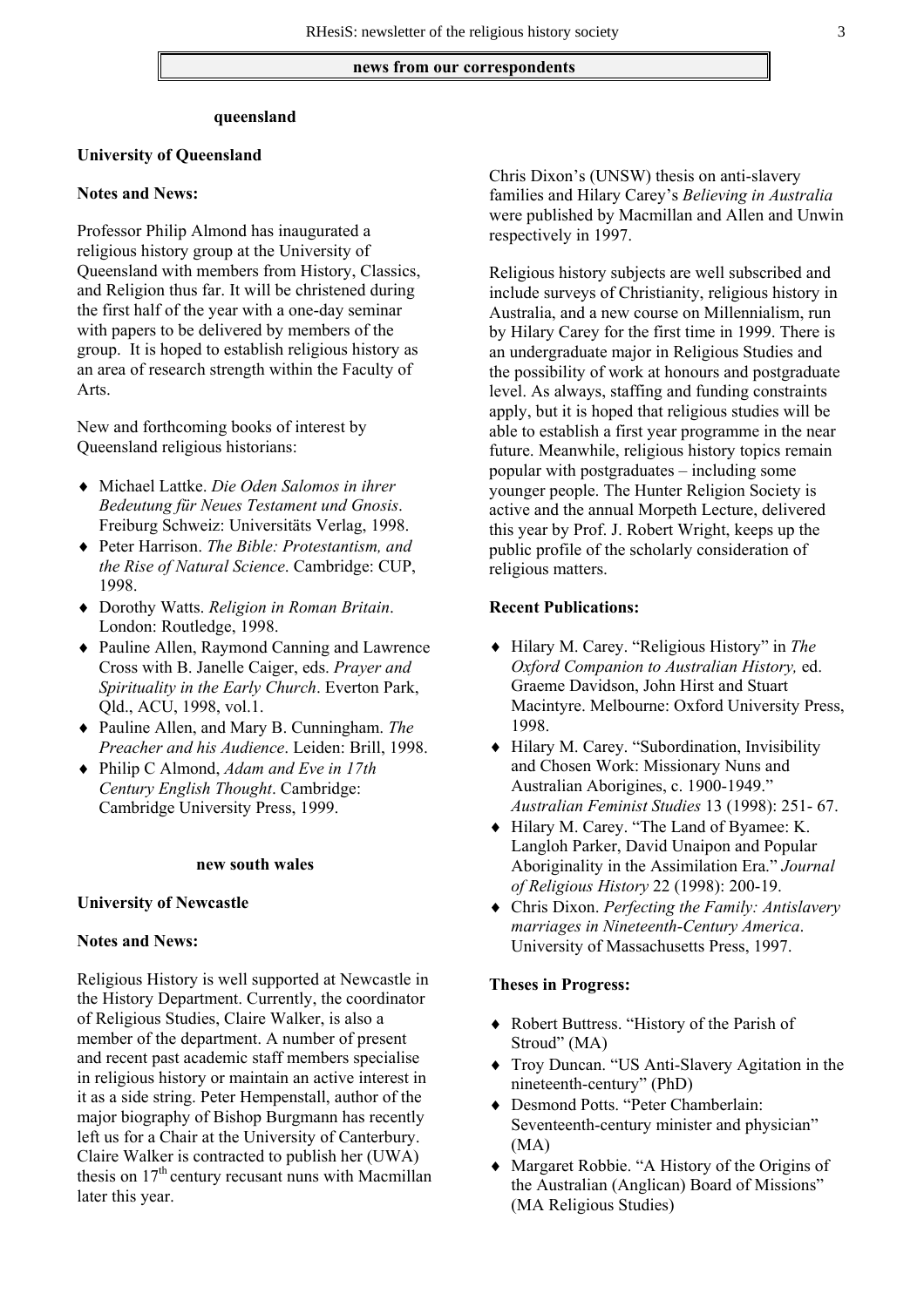## news from our correspondents

### queensland

**University of Queensland**

**Notes and News:**

Professor Philip Almond has inaugurated a religious history group at the University of Queensland with members from History, Classics, and Religion thus far. It will be christened during the first half of the year with a one-day seminar with papers to be delivered by members of the group. It is hoped to establish religious history as an area of research strength within the Faculty of Arts.

New and forthcoming books of interest by Queensland religious historians:

- Michael Lattke. *Die Oden Salomos in ihrer Bedeutung für Neues Testament und Gnosis*. Freiburg Schweiz: Universitäts Verlag, 1998.
- Peter Harrison. *The Bible: Protestantism, and the Rise of Natural Science*. Cambridge: CUP, 1998.
- Dorothy Watts. *Religion in Roman Britain*. London: Routledge, 1998.
- Pauline Allen, Raymond Canning and Lawrence Cross with B. Janelle Caiger, eds. *Prayer and Spirituality in the Early Church*. Everton Park, Qld., ACU, 1998, vol.1.
- Pauline Allen, and Mary B. Cunningham. *The Preacher and his Audience*. Leiden: Brill, 1998.
- Philip C Almond, *Adam and Eve in 17th Century English Thought*. Cambridge: Cambridge University Press, 1999.

### new south wales

**University of Newcastle**

**Notes and News:**

Religious History is well supported at Newcastle in the History Department. Currently, the coordinator of Religious Studies, Claire Walker, is also a member of the department. A number of present and recent past academic staff members specialise in religious history or maintain an active interest in it as a side string. Peter Hempenstall, author of the major biography of Bishop Burgmann has recently left us for a Chair at the University of Canterbury. Claire Walker is contracted to publish her (UWA) thesis on 17th century recusant nuns with Macmillan later this year.

Chris Dixon's (UNSW) thesis on anti-slavery families and Hilary Carey's *Believing in Australia* were published by Macmillan and Allen and Unwin respectively in 1997.

Religious history subjects are well subscribed and include surveys of Christianity, religious history in Australia, and a new course on Millennialism, run by Hilary Carey for the first time in 1999. There is an undergraduate major in Religious Studies and the possibility of work at honours and postgraduate level. As always, staffing and funding constraints apply, but it is hoped that religious studies will be able to establish a first year programme in the near future. Meanwhile, religious history topics remain popular with postgraduates – including some younger people. The Hunter Religion Society is active and the annual Morpeth Lecture, delivered this year by Prof. J. Robert Wright, keeps up the public profile of the scholarly consideration of religious matters.

**Recent Publications:**

- Hilary M. Carey. "Religious History" in *The Oxford Companion to Australian History,* ed. Graeme Davidson, John Hirst and Stuart Macintyre. Melbourne: Oxford University Press, 1998.
- Hilary M. Carey. "Subordination, Invisibility and Chosen Work: Missionary Nuns and Australian Aborigines, c. 1900-1949." *Australian Feminist Studies* 13 (1998): 251- 67.
- Hilary M. Carey. "The Land of Byamee: K. Langloh Parker, David Unaipon and Popular Aboriginality in the Assimilation Era." *Journal of Religious History* 22 (1998): 200-19.
- Chris Dixon. *Perfecting the Family: Antislavery marriages in Nineteenth-Century America*. University of Massachusetts Press, 1997.

**Theses in Progress:**

- Robert Buttress. "History of the Parish of Stroud" (MA)
- Troy Duncan. "US Anti-Slavery Agitation in the nineteenth-century" (PhD)
- Desmond Potts. "Peter Chamberlain: Seventeenth-century minister and physician" (MA)
- Margaret Robbie. "A History of the Origins of the Australian (Anglican) Board of Missions" (MA Religious Studies)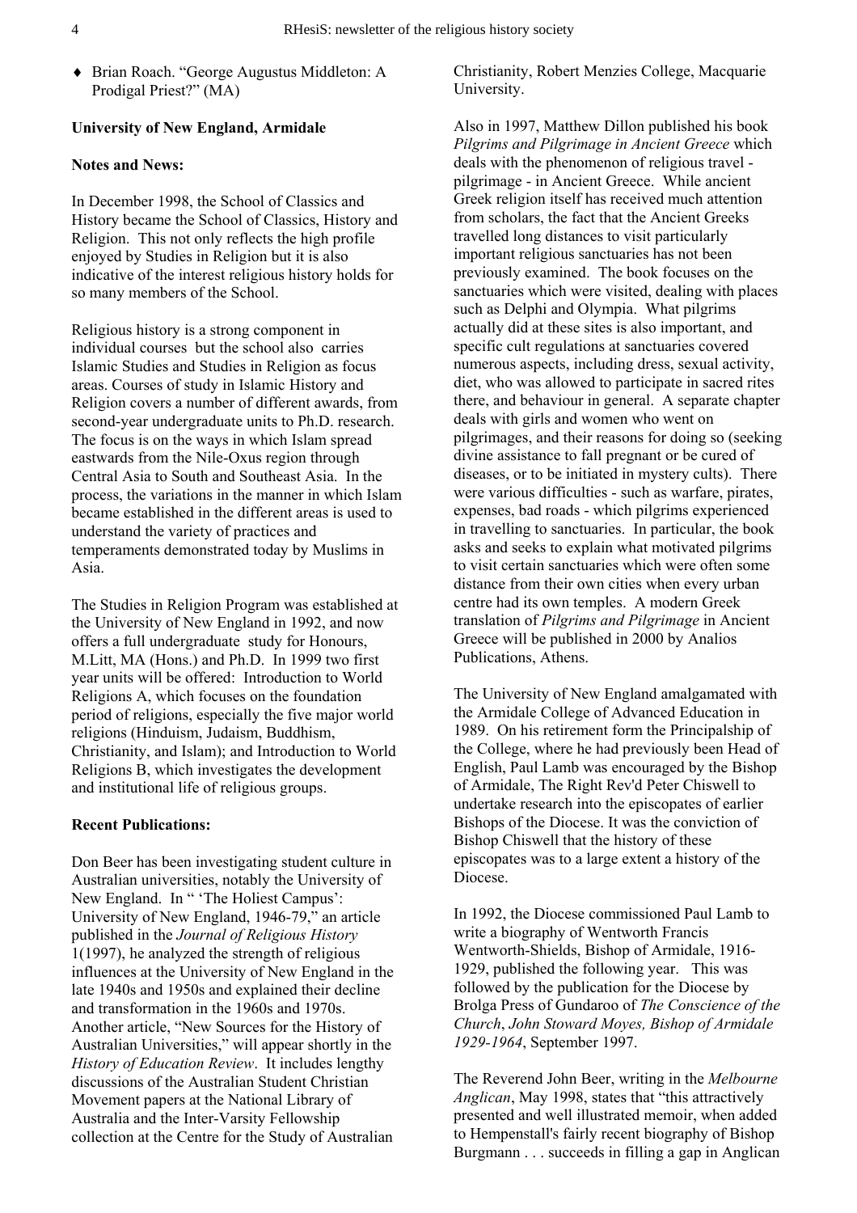- Brian Roach. "George Augustus Middleton: A Prodigal Priest?" (MA)

**University of New England, Armidale**

**Notes and News:**

In December 1998, the School of Classics and History became the School of Classics, History and Religion. This not only reflects the high profile enjoyed by Studies in Religion but it is also indicative of the interest religious history holds for so many members of the School.

Religious history is a strong component in individual courses but the school also carries Islamic Studies and Studies in Religion as focus areas. Courses of study in Islamic History and Religion covers a number of different awards, from second-year undergraduate units to Ph.D. research. The focus is on the ways in which Islam spread eastwards from the Nile-Oxus region through Central Asia to South and Southeast Asia. In the process, the variations in the manner in which Islam became established in the different areas is used to understand the variety of practices and temperaments demonstrated today by Muslims in Asia.

The Studies in Religion Program was established at the University of New England in 1992, and now offers a full undergraduate study for Honours, M.Litt, MA (Hons.) and Ph.D. In 1999 two first year units will be offered: Introduction to World Religions A, which focuses on the foundation period of religions, especially the five major world religions (Hinduism, Judaism, Buddhism, Christianity, and Islam); and Introduction to World Religions B, which investigates the development and institutional life of religious groups.

**Recent Publications:**

Don Beer has been investigating student culture in Australian universities, notably the University of New England. In " 'The Holiest Campus': University of New England, 1946-79," an article published in the *Journal of Religious History* 1(1997), he analyzed the strength of religious influences at the University of New England in the late 1940s and 1950s and explained their decline and transformation in the 1960s and 1970s. Another article, "New Sources for the History of Australian Universities," will appear shortly in the *History of Education Review*. It includes lengthy discussions of the Australian Student Christian Movement papers at the National Library of Australia and the Inter-Varsity Fellowship collection at the Centre for the Study of Australian Christianity, Robert Menzies College, Macquarie University.

Also in 1997, Matthew Dillon published his book *Pilgrims and Pilgrimage in Ancient Greece* which deals with the phenomenon of religious travel - pilgrimage - in Ancient Greece. While ancient Greek religion itself has received much attention from scholars, the fact that the Ancient Greeks travelled long distances to visit particularly important religious sanctuaries has not been previously examined. The book focuses on the sanctuaries which were visited, dealing with places such as Delphi and Olympia. What pilgrims actually did at these sites is also important, and specific cult regulations at sanctuaries covered numerous aspects, including dress, sexual activity, diet, who was allowed to participate in sacred rites there, and behaviour in general. A separate chapter deals with girls and women who went on pilgrimages, and their reasons for doing so (seeking divine assistance to fall pregnant or be cured of diseases, or to be initiated in mystery cults). There were various difficulties - such as warfare, pirates, expenses, bad roads - which pilgrims experienced in travelling to sanctuaries. In particular, the book asks and seeks to explain what motivated pilgrims to visit certain sanctuaries which were often some distance from their own cities when every urban centre had its own temples. A modern Greek translation of *Pilgrims and Pilgrimage* in Ancient Greece will be published in 2000 by Analios Publications, Athens.

The University of New England amalgamated with the Armidale College of Advanced Education in 1989. On his retirement form the Principalship of the College, where he had previously been Head of English, Paul Lamb was encouraged by the Bishop of Armidale, The Right Rev'd Peter Chiswell to undertake research into the episcopates of earlier Bishops of the Diocese. It was the conviction of Bishop Chiswell that the history of these episcopates was to a large extent a history of the Diocese.

In 1992, the Diocese commissioned Paul Lamb to write a biography of Wentworth Francis Wentworth-Shields, Bishop of Armidale, 1916-1929, published the following year. This was followed by the publication for the Diocese by Brolga Press of Gundaroo of *The Conscience of the Church*, *John Stoward Moyes, Bishop of Armidale 1929-1964*, September 1997.

The Reverend John Beer, writing in the *Melbourne Anglican*, May 1998, states that "this attractively presented and well illustrated memoir, when added to Hempenstall's fairly recent biography of Bishop Burgmann . . . succeeds in filling a gap in Anglican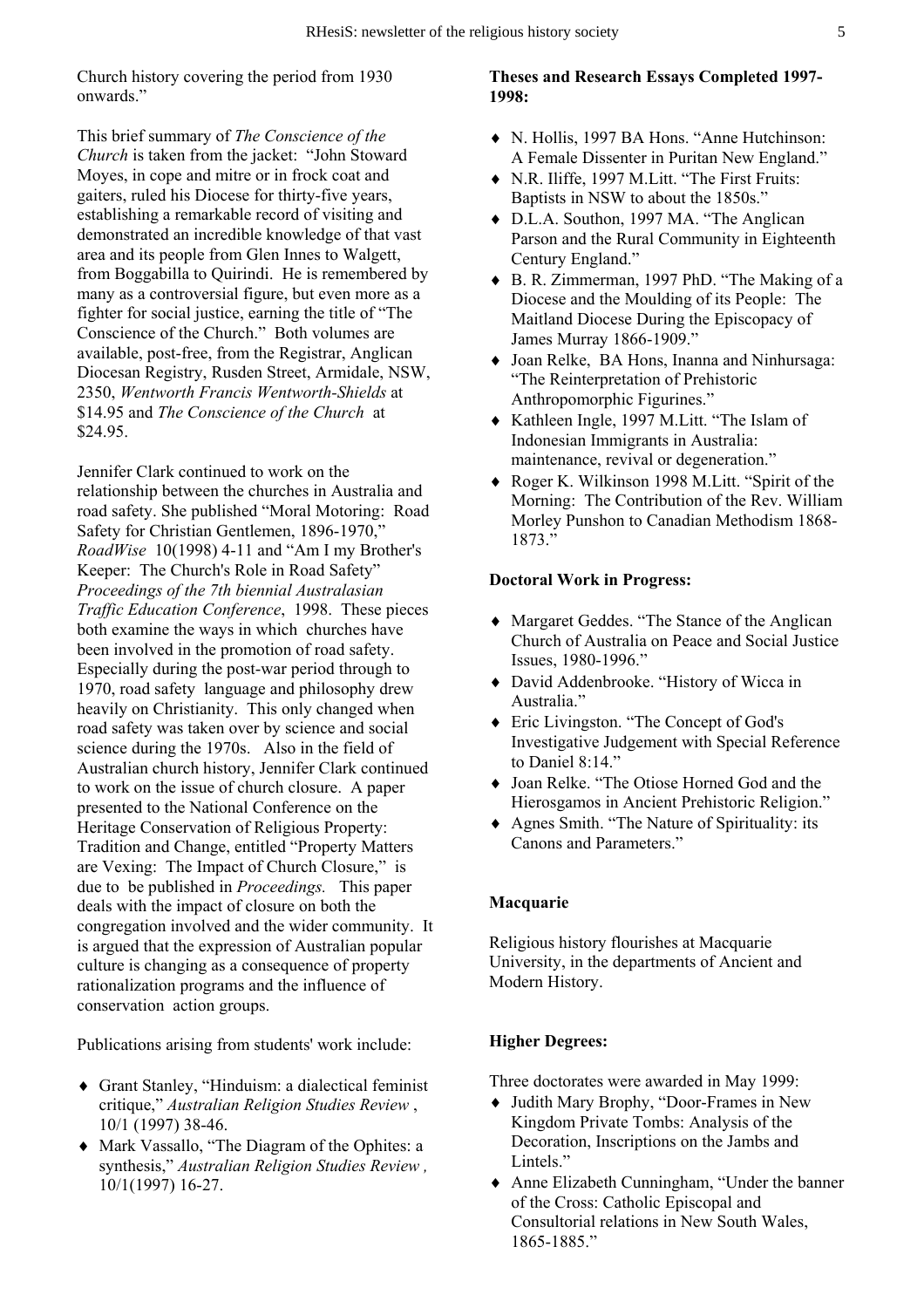Church history covering the period from 1930 onwards."

This brief summary of *The Conscience of the Church* is taken from the jacket: "John Stoward Moyes, in cope and mitre or in frock coat and gaiters, ruled his Diocese for thirty-five years, establishing a remarkable record of visiting and demonstrated an incredible knowledge of that vast area and its people from Glen Innes to Walgett, from Boggabilla to Quirindi. He is remembered by many as a controversial figure, but even more as a fighter for social justice, earning the title of "The Conscience of the Church." Both volumes are available, post-free, from the Registrar, Anglican Diocesan Registry, Rusden Street, Armidale, NSW, 2350, *Wentworth Francis Wentworth-Shields* at \$14.95 and *The Conscience of the Church* at \$24.95.

Jennifer Clark continued to work on the relationship between the churches in Australia and road safety. She published "Moral Motoring: Road Safety for Christian Gentlemen, 1896-1970," *RoadWise* 10(1998) 4-11 and "Am I my Brother's Keeper: The Church's Role in Road Safety" *Proceedings of the 7th biennial Australasian Traffic Education Conference*, 1998. These pieces both examine the ways in which churches have been involved in the promotion of road safety. Especially during the post-war period through to 1970, road safety language and philosophy drew heavily on Christianity. This only changed when road safety was taken over by science and social science during the 1970s. Also in the field of Australian church history, Jennifer Clark continued to work on the issue of church closure. A paper presented to the National Conference on the Heritage Conservation of Religious Property: Tradition and Change, entitled "Property Matters are Vexing: The Impact of Church Closure," is due to be published in *Proceedings.* This paper deals with the impact of closure on both the congregation involved and the wider community. It is argued that the expression of Australian popular culture is changing as a consequence of property rationalization programs and the influence of conservation action groups.

Publications arising from students' work include:

- Grant Stanley, "Hinduism: a dialectical feminist critique," *Australian Religion Studies Review*, 10/1 (1997) 38-46.
- Mark Vassallo, "The Diagram of the Ophites: a synthesis," *Australian Religion Studies Review ,* 10/1(1997) 16-27.

**Theses and Research Essays Completed 1997-1998:**

- N. Hollis, 1997 BA Hons. "Anne Hutchinson: A Female Dissenter in Puritan New England."
- N.R. Iliffe, 1997 M.Litt. "The First Fruits: Baptists in NSW to about the 1850s."
- D.L.A. Southon, 1997 MA. "The Anglican Parson and the Rural Community in Eighteenth Century England."
- B. R. Zimmerman, 1997 PhD. "The Making of a Diocese and the Moulding of its People: The Maitland Diocese During the Episcopacy of James Murray 1866-1909."
- Joan Relke, BA Hons, Inanna and Ninhursaga: "The Reinterpretation of Prehistoric Anthropomorphic Figurines."
- Kathleen Ingle, 1997 M.Litt. "The Islam of Indonesian Immigrants in Australia: maintenance, revival or degeneration."
- Roger K. Wilkinson 1998 M.Litt. "Spirit of the Morning: The Contribution of the Rev. William Morley Punshon to Canadian Methodism 1868-1873."

**Doctoral Work in Progress:**

- Margaret Geddes. "The Stance of the Anglican Church of Australia on Peace and Social Justice Issues, 1980-1996."
- David Addenbrooke. "History of Wicca in Australia."
- Eric Livingston. "The Concept of God's Investigative Judgement with Special Reference to Daniel 8:14."
- Joan Relke. "The Otiose Horned God and the Hierosgamos in Ancient Prehistoric Religion."
- Agnes Smith. "The Nature of Spirituality: its Canons and Parameters."

## Macquarie

Religious history flourishes at Macquarie University, in the departments of Ancient and Modern History.

**Higher Degrees:**

Three doctorates were awarded in May 1999:

- Judith Mary Brophy, "Door-Frames in New Kingdom Private Tombs: Analysis of the Decoration, Inscriptions on the Jambs and Lintels."
- Anne Elizabeth Cunningham, "Under the banner of the Cross: Catholic Episcopal and Consultorial relations in New South Wales, 1865-1885."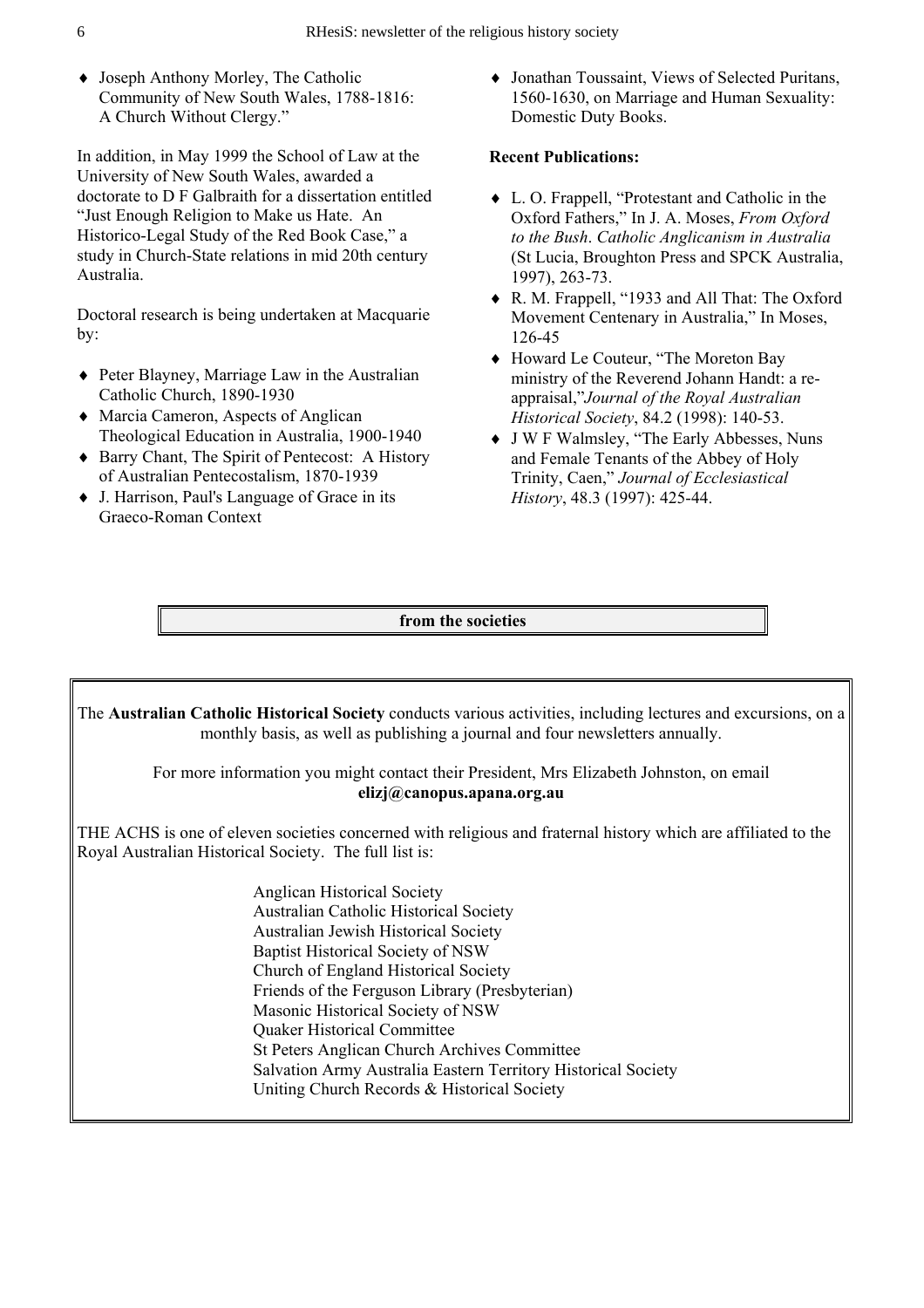- Joseph Anthony Morley, The Catholic Community of New South Wales, 1788-1816: A Church Without Clergy."

In addition, in May 1999 the School of Law at the University of New South Wales, awarded a doctorate to D F Galbraith for a dissertation entitled "Just Enough Religion to Make us Hate. An Historico-Legal Study of the Red Book Case," a study in Church-State relations in mid 20th century Australia.

Doctoral research is being undertaken at Macquarie by:

- Peter Blayney, Marriage Law in the Australian Catholic Church, 1890-1930
- Marcia Cameron, Aspects of Anglican Theological Education in Australia, 1900-1940
- Barry Chant, The Spirit of Pentecost: A History of Australian Pentecostalism, 1870-1939
- J. Harrison, Paul's Language of Grace in its Graeco-Roman Context
- Jonathan Toussaint, Views of Selected Puritans, 1560-1630, on Marriage and Human Sexuality: Domestic Duty Books.

**Recent Publications:**

- L. O. Frappell, "Protestant and Catholic in the Oxford Fathers," In J. A. Moses, *From Oxford to the Bush*. *Catholic Anglicanism in Australia* (St Lucia, Broughton Press and SPCK Australia, 1997), 263-73.
- R. M. Frappell, "1933 and All That: The Oxford Movement Centenary in Australia," In Moses, 126-45
- Howard Le Couteur, "The Moreton Bay ministry of the Reverend Johann Handt: a re-appraisal,"*Journal of the Royal Australian Historical Society*, 84.2 (1998): 140-53.
- J W F Walmsley, "The Early Abbesses, Nuns and Female Tenants of the Abbey of Holy Trinity, Caen," *Journal of Ecclesiastical History*, 48.3 (1997): 425-44.

## from the societies

The **Australian Catholic Historical Society** conducts various activities, including lectures and excursions, on a monthly basis, as well as publishing a journal and four newsletters annually.

For more information you might contact their President, Mrs Elizabeth Johnston, on email **elizj@canopus.apana.org.au**

THE ACHS is one of eleven societies concerned with religious and fraternal history which are affiliated to the Royal Australian Historical Society. The full list is:

Anglican Historical Society
Australian Catholic Historical Society
Australian Jewish Historical Society
Baptist Historical Society of NSW
Church of England Historical Society
Friends of the Ferguson Library (Presbyterian)
Masonic Historical Society of NSW
Quaker Historical Committee
St Peters Anglican Church Archives Committee
Salvation Army Australia Eastern Territory Historical Society
Uniting Church Records & Historical Society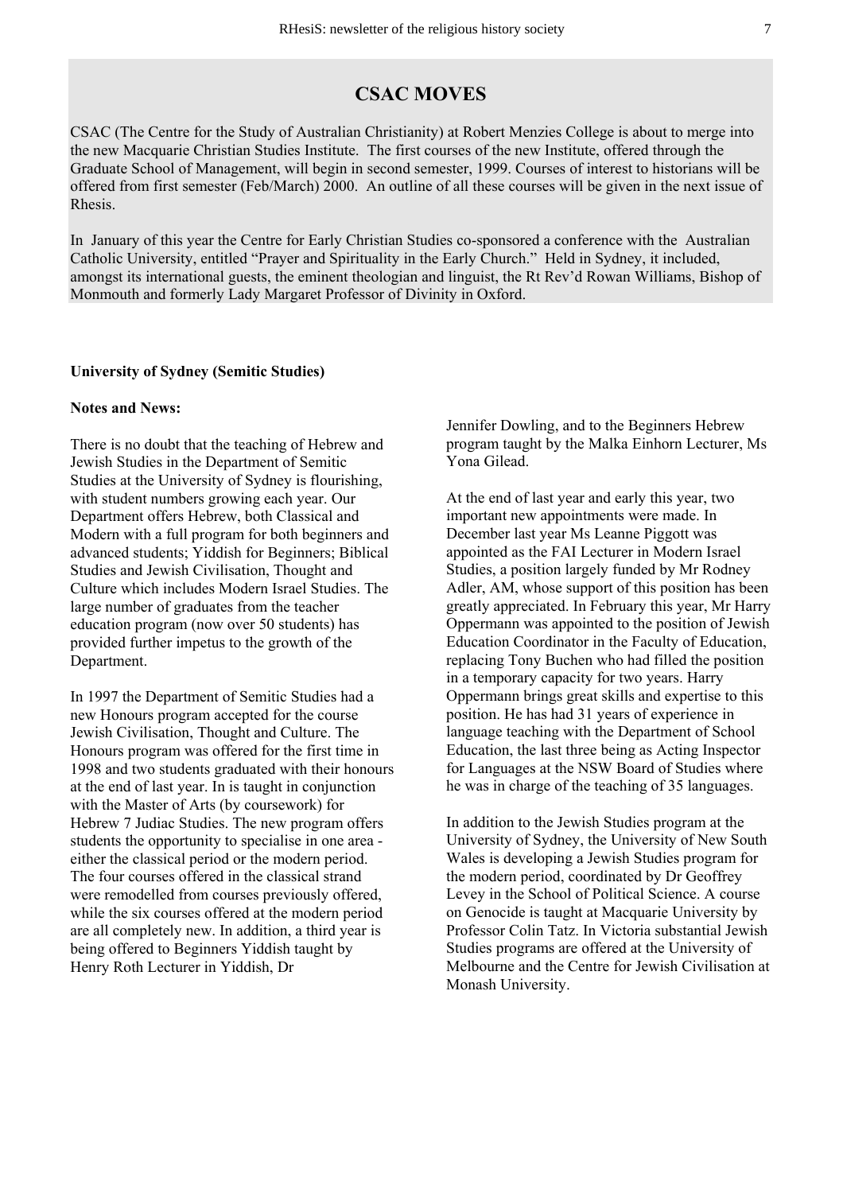## CSAC MOVES

CSAC (The Centre for the Study of Australian Christianity) at Robert Menzies College is about to merge into the new Macquarie Christian Studies Institute. The first courses of the new Institute, offered through the Graduate School of Management, will begin in second semester, 1999. Courses of interest to historians will be offered from first semester (Feb/March) 2000. An outline of all these courses will be given in the next issue of Rhesis.

In January of this year the Centre for Early Christian Studies co-sponsored a conference with the Australian Catholic University, entitled "Prayer and Spirituality in the Early Church." Held in Sydney, it included, amongst its international guests, the eminent theologian and linguist, the Rt Rev'd Rowan Williams, Bishop of Monmouth and formerly Lady Margaret Professor of Divinity in Oxford.

**University of Sydney (Semitic Studies)**

**Notes and News:**

There is no doubt that the teaching of Hebrew and Jewish Studies in the Department of Semitic Studies at the University of Sydney is flourishing, with student numbers growing each year. Our Department offers Hebrew, both Classical and Modern with a full program for both beginners and advanced students; Yiddish for Beginners; Biblical Studies and Jewish Civilisation, Thought and Culture which includes Modern Israel Studies. The large number of graduates from the teacher education program (now over 50 students) has provided further impetus to the growth of the Department.

In 1997 the Department of Semitic Studies had a new Honours program accepted for the course Jewish Civilisation, Thought and Culture. The Honours program was offered for the first time in 1998 and two students graduated with their honours at the end of last year. In is taught in conjunction with the Master of Arts (by coursework) for Hebrew 7 Judiac Studies. The new program offers students the opportunity to specialise in one area - either the classical period or the modern period. The four courses offered in the classical strand were remodelled from courses previously offered, while the six courses offered at the modern period are all completely new. In addition, a third year is being offered to Beginners Yiddish taught by Henry Roth Lecturer in Yiddish, Dr Jennifer Dowling, and to the Beginners Hebrew program taught by the Malka Einhorn Lecturer, Ms Yona Gilead.

At the end of last year and early this year, two important new appointments were made. In December last year Ms Leanne Piggott was appointed as the FAI Lecturer in Modern Israel Studies, a position largely funded by Mr Rodney Adler, AM, whose support of this position has been greatly appreciated. In February this year, Mr Harry Oppermann was appointed to the position of Jewish Education Coordinator in the Faculty of Education, replacing Tony Buchen who had filled the position in a temporary capacity for two years. Harry Oppermann brings great skills and expertise to this position. He has had 31 years of experience in language teaching with the Department of School Education, the last three being as Acting Inspector for Languages at the NSW Board of Studies where he was in charge of the teaching of 35 languages.

In addition to the Jewish Studies program at the University of Sydney, the University of New South Wales is developing a Jewish Studies program for the modern period, coordinated by Dr Geoffrey Levey in the School of Political Science. A course on Genocide is taught at Macquarie University by Professor Colin Tatz. In Victoria substantial Jewish Studies programs are offered at the University of Melbourne and the Centre for Jewish Civilisation at Monash University.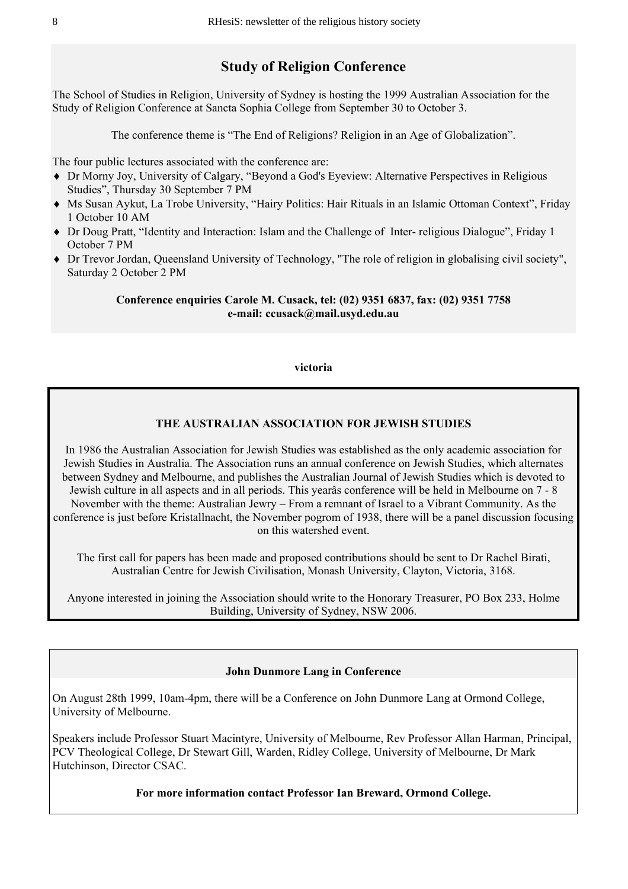## Study of Religion Conference

The School of Studies in Religion, University of Sydney is hosting the 1999 Australian Association for the Study of Religion Conference at Sancta Sophia College from September 30 to October 3.

The conference theme is "The End of Religions? Religion in an Age of Globalization".

The four public lectures associated with the conference are:

- Dr Morny Joy, University of Calgary, "Beyond a God's Eyeview: Alternative Perspectives in Religious Studies", Thursday 30 September 7 PM
- Ms Susan Aykut, La Trobe University, "Hairy Politics: Hair Rituals in an Islamic Ottoman Context", Friday 1 October 10 AM
- Dr Doug Pratt, "Identity and Interaction: Islam and the Challenge of Inter- religious Dialogue", Friday 1 October 7 PM
- Dr Trevor Jordan, Queensland University of Technology, "The role of religion in globalising civil society", Saturday 2 October 2 PM

**Conference enquiries Carole M. Cusack, tel: (02) 9351 6837, fax: (02) 9351 7758**
**e-mail: ccusack@mail.usyd.edu.au**

**victoria**

### THE AUSTRALIAN ASSOCIATION FOR JEWISH STUDIES

In 1986 the Australian Association for Jewish Studies was established as the only academic association for Jewish Studies in Australia. The Association runs an annual conference on Jewish Studies, which alternates between Sydney and Melbourne, and publishes the Australian Journal of Jewish Studies which is devoted to Jewish culture in all aspects and in all periods. This yearâs conference will be held in Melbourne on 7 - 8 November with the theme: Australian Jewry – From a remnant of Israel to a Vibrant Community. As the conference is just before Kristallnacht, the November pogrom of 1938, there will be a panel discussion focusing on this watershed event.

The first call for papers has been made and proposed contributions should be sent to Dr Rachel Birati, Australian Centre for Jewish Civilisation, Monash University, Clayton, Victoria, 3168.

Anyone interested in joining the Association should write to the Honorary Treasurer, PO Box 233, Holme Building, University of Sydney, NSW 2006.

### John Dunmore Lang in Conference

On August 28th 1999, 10am-4pm, there will be a Conference on John Dunmore Lang at Ormond College, University of Melbourne.

Speakers include Professor Stuart Macintyre, University of Melbourne, Rev Professor Allan Harman, Principal, PCV Theological College, Dr Stewart Gill, Warden, Ridley College, University of Melbourne, Dr Mark Hutchinson, Director CSAC.

**For more information contact Professor Ian Breward, Ormond College.**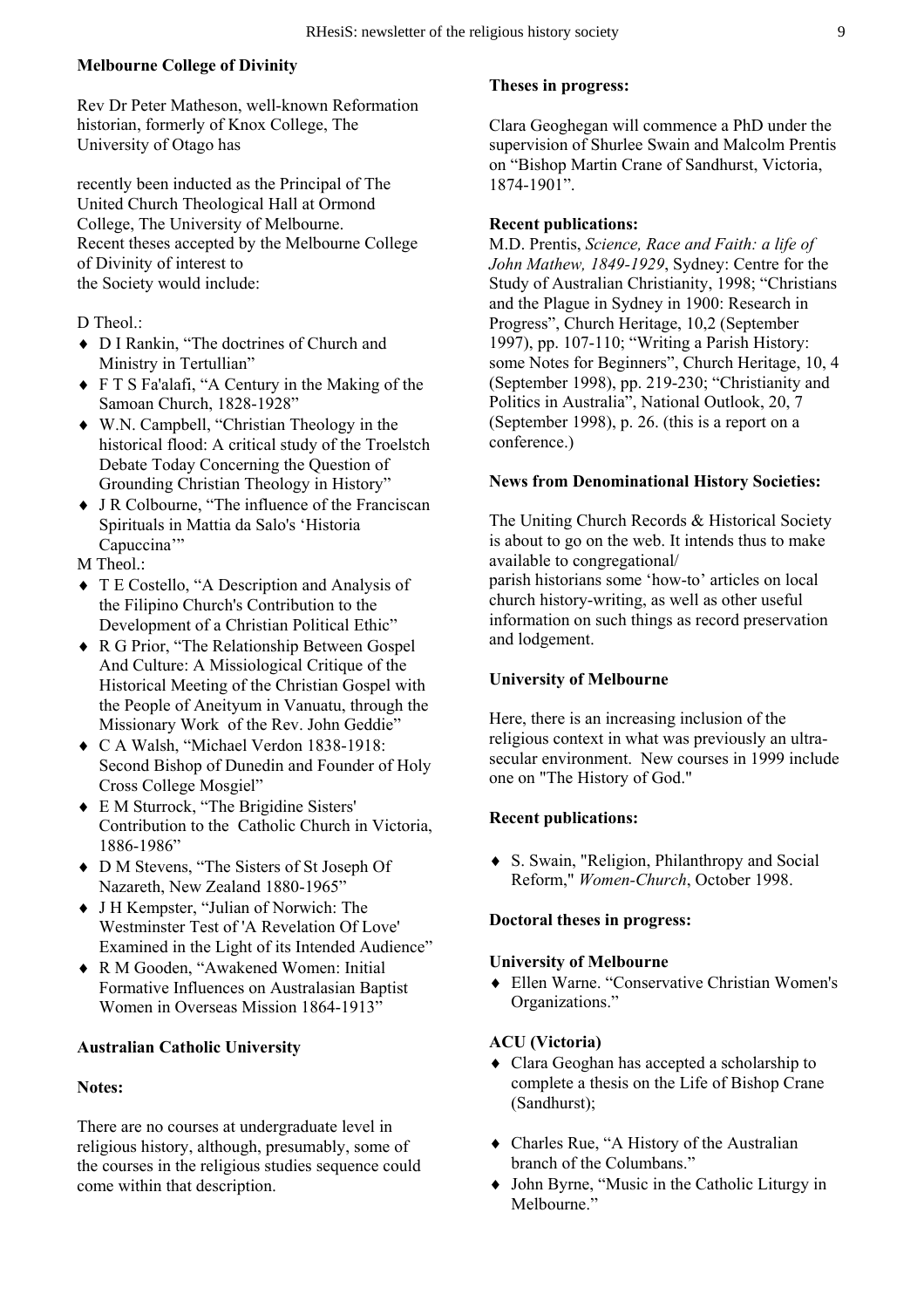**Melbourne College of Divinity**

Rev Dr Peter Matheson, well-known Reformation historian, formerly of Knox College, The University of Otago has

recently been inducted as the Principal of The United Church Theological Hall at Ormond College, The University of Melbourne.
Recent theses accepted by the Melbourne College of Divinity of interest to
the Society would include:

D Theol.:

- D I Rankin, "The doctrines of Church and Ministry in Tertullian"
- F T S Fa'alafi, "A Century in the Making of the Samoan Church, 1828-1928"
- W.N. Campbell, "Christian Theology in the historical flood: A critical study of the Troelstch Debate Today Concerning the Question of Grounding Christian Theology in History"
- J R Colbourne, "The influence of the Franciscan Spirituals in Mattia da Salo's 'Historia Capuccina'"

M Theol.:

- T E Costello, "A Description and Analysis of the Filipino Church's Contribution to the Development of a Christian Political Ethic"
- R G Prior, "The Relationship Between Gospel And Culture: A Missiological Critique of the Historical Meeting of the Christian Gospel with the People of Aneityum in Vanuatu, through the Missionary Work of the Rev. John Geddie"
- C A Walsh, "Michael Verdon 1838-1918: Second Bishop of Dunedin and Founder of Holy Cross College Mosgiel"
- E M Sturrock, "The Brigidine Sisters' Contribution to the Catholic Church in Victoria, 1886-1986"
- D M Stevens, "The Sisters of St Joseph Of Nazareth, New Zealand 1880-1965"
- J H Kempster, "Julian of Norwich: The Westminster Test of 'A Revelation Of Love' Examined in the Light of its Intended Audience"
- R M Gooden, "Awakened Women: Initial Formative Influences on Australasian Baptist Women in Overseas Mission 1864-1913"

**Australian Catholic University**

**Notes:**

There are no courses at undergraduate level in religious history, although, presumably, some of the courses in the religious studies sequence could come within that description.

**Theses in progress:**

Clara Geoghegan will commence a PhD under the supervision of Shurlee Swain and Malcolm Prentis on "Bishop Martin Crane of Sandhurst, Victoria, 1874-1901".

**Recent publications:**
M.D. Prentis, *Science, Race and Faith: a life of John Mathew, 1849-1929*, Sydney: Centre for the Study of Australian Christianity, 1998; "Christians and the Plague in Sydney in 1900: Research in Progress", Church Heritage, 10,2 (September 1997), pp. 107-110; "Writing a Parish History: some Notes for Beginners", Church Heritage, 10, 4 (September 1998), pp. 219-230; "Christianity and Politics in Australia", National Outlook, 20, 7 (September 1998), p. 26. (this is a report on a conference.)

**News from Denominational History Societies:**

The Uniting Church Records & Historical Society is about to go on the web. It intends thus to make available to congregational/
parish historians some 'how-to' articles on local church history-writing, as well as other useful information on such things as record preservation and lodgement.

**University of Melbourne**

Here, there is an increasing inclusion of the religious context in what was previously an ultra-secular environment. New courses in 1999 include one on "The History of God."

**Recent publications:**

- S. Swain, "Religion, Philanthropy and Social Reform," *Women-Church*, October 1998.

**Doctoral theses in progress:**

**University of Melbourne**

- Ellen Warne. "Conservative Christian Women's Organizations."

**ACU (Victoria)**

- Clara Geoghan has accepted a scholarship to complete a thesis on the Life of Bishop Crane (Sandhurst);
- Charles Rue, "A History of the Australian branch of the Columbans."
- John Byrne, "Music in the Catholic Liturgy in Melbourne."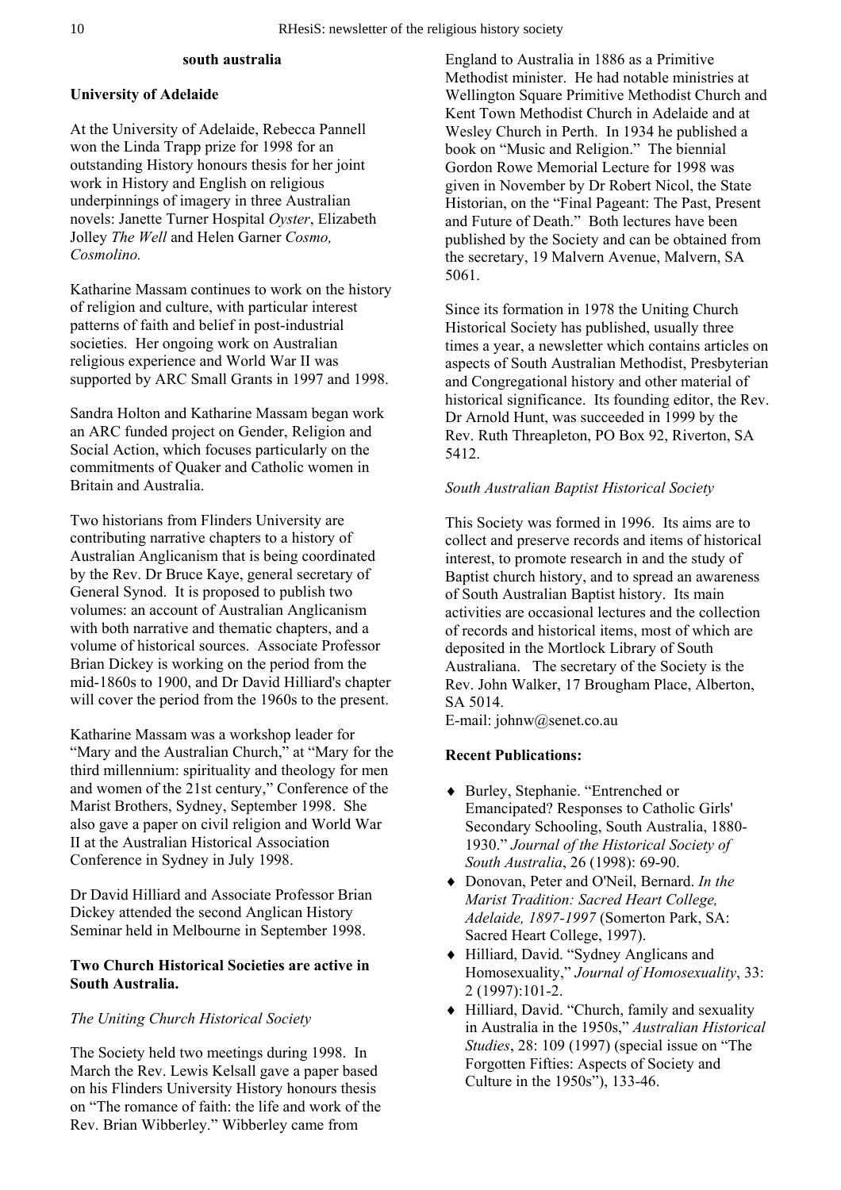## south australia

### University of Adelaide

At the University of Adelaide, Rebecca Pannell won the Linda Trapp prize for 1998 for an outstanding History honours thesis for her joint work in History and English on religious underpinnings of imagery in three Australian novels: Janette Turner Hospital *Oyster*, Elizabeth Jolley *The Well* and Helen Garner *Cosmo, Cosmolino.*

Katharine Massam continues to work on the history of religion and culture, with particular interest patterns of faith and belief in post-industrial societies. Her ongoing work on Australian religious experience and World War II was supported by ARC Small Grants in 1997 and 1998.

Sandra Holton and Katharine Massam began work an ARC funded project on Gender, Religion and Social Action, which focuses particularly on the commitments of Quaker and Catholic women in Britain and Australia.

Two historians from Flinders University are contributing narrative chapters to a history of Australian Anglicanism that is being coordinated by the Rev. Dr Bruce Kaye, general secretary of General Synod. It is proposed to publish two volumes: an account of Australian Anglicanism with both narrative and thematic chapters, and a volume of historical sources. Associate Professor Brian Dickey is working on the period from the mid-1860s to 1900, and Dr David Hilliard's chapter will cover the period from the 1960s to the present.

Katharine Massam was a workshop leader for "Mary and the Australian Church," at "Mary for the third millennium: spirituality and theology for men and women of the 21st century," Conference of the Marist Brothers, Sydney, September 1998. She also gave a paper on civil religion and World War II at the Australian Historical Association Conference in Sydney in July 1998.

Dr David Hilliard and Associate Professor Brian Dickey attended the second Anglican History Seminar held in Melbourne in September 1998.

### Two Church Historical Societies are active in South Australia.

*The Uniting Church Historical Society*

The Society held two meetings during 1998. In March the Rev. Lewis Kelsall gave a paper based on his Flinders University History honours thesis on "The romance of faith: the life and work of the Rev. Brian Wibberley." Wibberley came from England to Australia in 1886 as a Primitive Methodist minister. He had notable ministries at Wellington Square Primitive Methodist Church and Kent Town Methodist Church in Adelaide and at Wesley Church in Perth. In 1934 he published a book on "Music and Religion." The biennial Gordon Rowe Memorial Lecture for 1998 was given in November by Dr Robert Nicol, the State Historian, on the "Final Pageant: The Past, Present and Future of Death." Both lectures have been published by the Society and can be obtained from the secretary, 19 Malvern Avenue, Malvern, SA 5061.

Since its formation in 1978 the Uniting Church Historical Society has published, usually three times a year, a newsletter which contains articles on aspects of South Australian Methodist, Presbyterian and Congregational history and other material of historical significance. Its founding editor, the Rev. Dr Arnold Hunt, was succeeded in 1999 by the Rev. Ruth Threapleton, PO Box 92, Riverton, SA 5412.

*South Australian Baptist Historical Society*

This Society was formed in 1996. Its aims are to collect and preserve records and items of historical interest, to promote research in and the study of Baptist church history, and to spread an awareness of South Australian Baptist history. Its main activities are occasional lectures and the collection of records and historical items, most of which are deposited in the Mortlock Library of South Australiana. The secretary of the Society is the Rev. John Walker, 17 Brougham Place, Alberton, SA 5014.
E-mail: johnw@senet.co.au

### Recent Publications:

- Burley, Stephanie. "Entrenched or Emancipated? Responses to Catholic Girls' Secondary Schooling, South Australia, 1880-1930." *Journal of the Historical Society of South Australia*, 26 (1998): 69-90.
- Donovan, Peter and O'Neil, Bernard. *In the Marist Tradition: Sacred Heart College, Adelaide, 1897-1997* (Somerton Park, SA: Sacred Heart College, 1997).
- Hilliard, David. "Sydney Anglicans and Homosexuality," *Journal of Homosexuality*, 33: 2 (1997):101-2.
- Hilliard, David. "Church, family and sexuality in Australia in the 1950s," *Australian Historical Studies*, 28: 109 (1997) (special issue on "The Forgotten Fifties: Aspects of Society and Culture in the 1950s"), 133-46.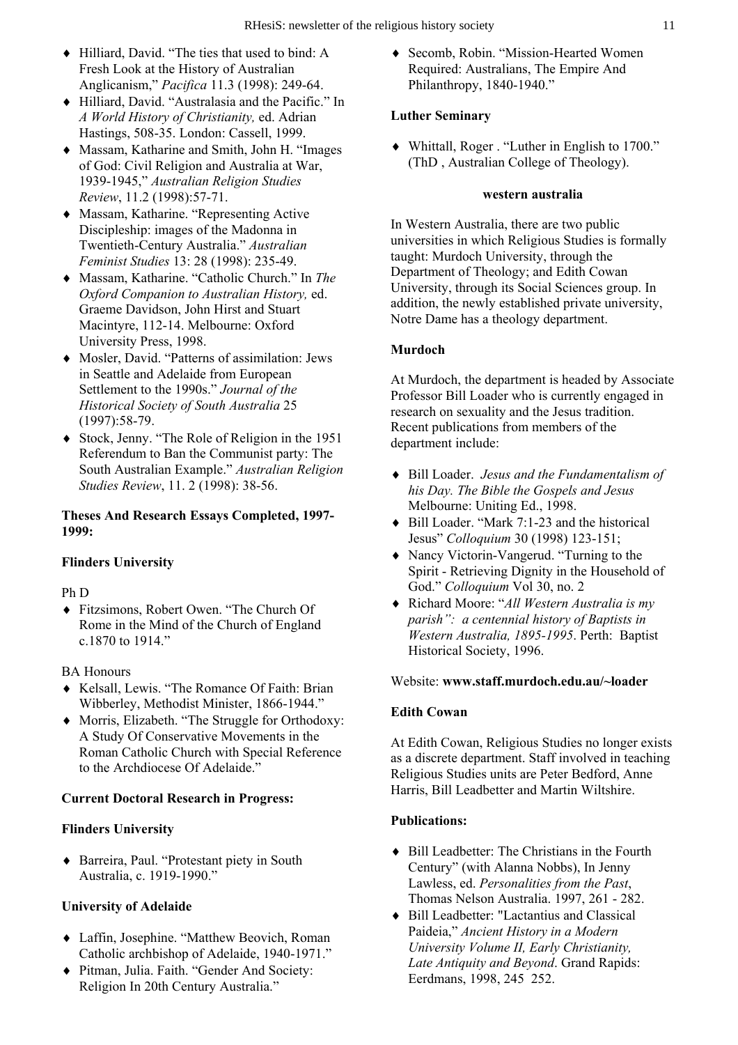- Hilliard, David. "The ties that used to bind: A Fresh Look at the History of Australian Anglicanism," *Pacifica* 11.3 (1998): 249-64.
- Hilliard, David. "Australasia and the Pacific." In *A World History of Christianity,* ed. Adrian Hastings, 508-35. London: Cassell, 1999.
- Massam, Katharine and Smith, John H. "Images of God: Civil Religion and Australia at War, 1939-1945," *Australian Religion Studies Review*, 11.2 (1998):57-71.
- Massam, Katharine. "Representing Active Discipleship: images of the Madonna in Twentieth-Century Australia." *Australian Feminist Studies* 13: 28 (1998): 235-49.
- Massam, Katharine. "Catholic Church." In *The Oxford Companion to Australian History,* ed. Graeme Davidson, John Hirst and Stuart Macintyre, 112-14. Melbourne: Oxford University Press, 1998.
- Mosler, David. "Patterns of assimilation: Jews in Seattle and Adelaide from European Settlement to the 1990s." *Journal of the Historical Society of South Australia* 25 (1997):58-79.
- Stock, Jenny. "The Role of Religion in the 1951 Referendum to Ban the Communist party: The South Australian Example." *Australian Religion Studies Review*, 11. 2 (1998): 38-56.

**Theses And Research Essays Completed, 1997-1999:**

**Flinders University**

Ph D

- Fitzsimons, Robert Owen. "The Church Of Rome in the Mind of the Church of England c.1870 to 1914."

BA Honours

- Kelsall, Lewis. "The Romance Of Faith: Brian Wibberley, Methodist Minister, 1866-1944."
- Morris, Elizabeth. "The Struggle for Orthodoxy: A Study Of Conservative Movements in the Roman Catholic Church with Special Reference to the Archdiocese Of Adelaide."

**Current Doctoral Research in Progress:**

**Flinders University**

- Barreira, Paul. "Protestant piety in South Australia, c. 1919-1990."

**University of Adelaide**

- Laffin, Josephine. "Matthew Beovich, Roman Catholic archbishop of Adelaide, 1940-1971."
- Pitman, Julia. Faith. "Gender And Society: Religion In 20th Century Australia."
- Secomb, Robin. "Mission-Hearted Women Required: Australians, The Empire And Philanthropy, 1840-1940."

**Luther Seminary**

- Whittall, Roger . "Luther in English to 1700." (ThD , Australian College of Theology).

**western australia**

In Western Australia, there are two public universities in which Religious Studies is formally taught: Murdoch University, through the Department of Theology; and Edith Cowan University, through its Social Sciences group. In addition, the newly established private university, Notre Dame has a theology department.

**Murdoch**

At Murdoch, the department is headed by Associate Professor Bill Loader who is currently engaged in research on sexuality and the Jesus tradition. Recent publications from members of the department include:

- Bill Loader. *Jesus and the Fundamentalism of his Day. The Bible the Gospels and Jesus* Melbourne: Uniting Ed., 1998.
- Bill Loader. "Mark 7:1-23 and the historical Jesus" *Colloquium* 30 (1998) 123-151;
- Nancy Victorin-Vangerud. "Turning to the Spirit - Retrieving Dignity in the Household of God." *Colloquium* Vol 30, no. 2
- Richard Moore: "*All Western Australia is my parish": a centennial history of Baptists in Western Australia, 1895-1995*. Perth: Baptist Historical Society, 1996.

Website: **www.staff.murdoch.edu.au/~loader**

**Edith Cowan**

At Edith Cowan, Religious Studies no longer exists as a discrete department. Staff involved in teaching Religious Studies units are Peter Bedford, Anne Harris, Bill Leadbetter and Martin Wiltshire.

**Publications:**

- Bill Leadbetter: The Christians in the Fourth Century" (with Alanna Nobbs), In Jenny Lawless, ed. *Personalities from the Past*, Thomas Nelson Australia. 1997, 261 - 282.
- Bill Leadbetter: "Lactantius and Classical Paideia," *Ancient History in a Modern University Volume II, Early Christianity, Late Antiquity and Beyond*. Grand Rapids: Eerdmans, 1998, 245 252.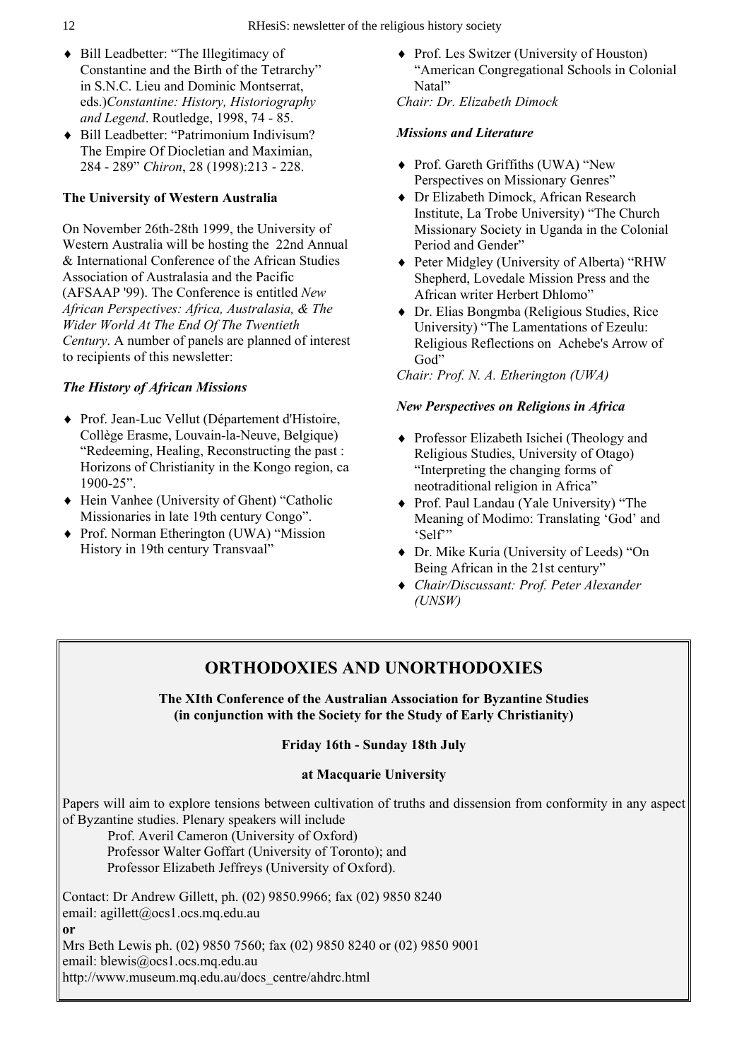- Bill Leadbetter: "The Illegitimacy of Constantine and the Birth of the Tetrarchy" in S.N.C. Lieu and Dominic Montserrat, eds.)*Constantine: History, Historiography and Legend*. Routledge, 1998, 74 - 85.
- Bill Leadbetter: "Patrimonium Indivisum? The Empire Of Diocletian and Maximian, 284 - 289" *Chiron*, 28 (1998):213 - 228.

**The University of Western Australia**

On November 26th-28th 1999, the University of Western Australia will be hosting the 22nd Annual & International Conference of the African Studies Association of Australasia and the Pacific (AFSAAP '99). The Conference is entitled *New African Perspectives: Africa, Australasia, & The Wider World At The End Of The Twentieth Century*. A number of panels are planned of interest to recipients of this newsletter:

***The History of African Missions***

- Prof. Jean-Luc Vellut (Département d'Histoire, Collège Erasme, Louvain-la-Neuve, Belgique) "Redeeming, Healing, Reconstructing the past : Horizons of Christianity in the Kongo region, ca 1900-25".
- Hein Vanhee (University of Ghent) "Catholic Missionaries in late 19th century Congo".
- Prof. Norman Etherington (UWA) "Mission History in 19th century Transvaal"
- Prof. Les Switzer (University of Houston) "American Congregational Schools in Colonial Natal"

*Chair: Dr. Elizabeth Dimock*

***Missions and Literature***

- Prof. Gareth Griffiths (UWA) "New Perspectives on Missionary Genres"
- Dr Elizabeth Dimock, African Research Institute, La Trobe University) "The Church Missionary Society in Uganda in the Colonial Period and Gender"
- Peter Midgley (University of Alberta) "RHW Shepherd, Lovedale Mission Press and the African writer Herbert Dhlomo"
- Dr. Elias Bongmba (Religious Studies, Rice University) "The Lamentations of Ezeulu: Religious Reflections on Achebe's Arrow of God"

*Chair: Prof. N. A. Etherington (UWA)*

***New Perspectives on Religions in Africa***

- Professor Elizabeth Isichei (Theology and Religious Studies, University of Otago) "Interpreting the changing forms of neotraditional religion in Africa"
- Prof. Paul Landau (Yale University) "The Meaning of Modimo: Translating 'God' and 'Self'"
- Dr. Mike Kuria (University of Leeds) "On Being African in the 21st century"
- *Chair/Discussant: Prof. Peter Alexander (UNSW)*

## ORTHODOXIES AND UNORTHODOXIES

**The XIth Conference of the Australian Association for Byzantine Studies (in conjunction with the Society for the Study of Early Christianity)**

**Friday 16th - Sunday 18th July**

**at Macquarie University**

Papers will aim to explore tensions between cultivation of truths and dissension from conformity in any aspect of Byzantine studies. Plenary speakers will include

Prof. Averil Cameron (University of Oxford)
Professor Walter Goffart (University of Toronto); and
Professor Elizabeth Jeffreys (University of Oxford).

Contact: Dr Andrew Gillett, ph. (02) 9850.9966; fax (02) 9850 8240
email: agillett@ocs1.ocs.mq.edu.au
**or**
Mrs Beth Lewis ph. (02) 9850 7560; fax (02) 9850 8240 or (02) 9850 9001
email: blewis@ocs1.ocs.mq.edu.au
http://www.museum.mq.edu.au/docs_centre/ahdrc.html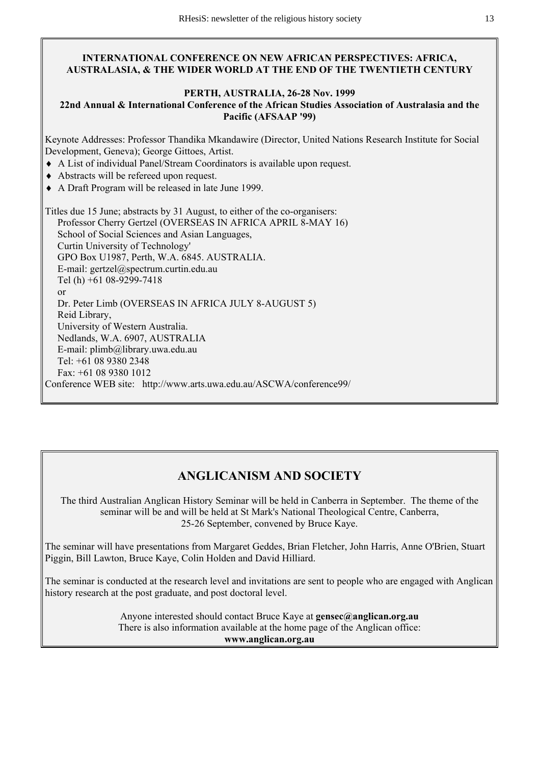## INTERNATIONAL CONFERENCE ON NEW AFRICAN PERSPECTIVES: AFRICA, AUSTRALASIA, & THE WIDER WORLD AT THE END OF THE TWENTIETH CENTURY

**PERTH, AUSTRALIA, 26-28 Nov. 1999**

**22nd Annual & International Conference of the African Studies Association of Australasia and the Pacific (AFSAAP '99)**

Keynote Addresses: Professor Thandika Mkandawire (Director, United Nations Research Institute for Social Development, Geneva); George Gittoes, Artist.

- A List of individual Panel/Stream Coordinators is available upon request.
- Abstracts will be refereed upon request.
- A Draft Program will be released in late June 1999.

Titles due 15 June; abstracts by 31 August, to either of the co-organisers:

Professor Cherry Gertzel (OVERSEAS IN AFRICA APRIL 8-MAY 16)
School of Social Sciences and Asian Languages,
Curtin University of Technology'
GPO Box U1987, Perth, W.A. 6845. AUSTRALIA.
E-mail: gertzel@spectrum.curtin.edu.au
Tel (h) +61 08-9299-7418

or

Dr. Peter Limb (OVERSEAS IN AFRICA JULY 8-AUGUST 5)
Reid Library,
University of Western Australia.
Nedlands, W.A. 6907, AUSTRALIA
E-mail: plimb@library.uwa.edu.au
Tel: +61 08 9380 2348
Fax: +61 08 9380 1012

Conference WEB site: http://www.arts.uwa.edu.au/ASCWA/conference99/

## ANGLICANISM AND SOCIETY

The third Australian Anglican History Seminar will be held in Canberra in September. The theme of the seminar will be and will be held at St Mark's National Theological Centre, Canberra, 25-26 September, convened by Bruce Kaye.

The seminar will have presentations from Margaret Geddes, Brian Fletcher, John Harris, Anne O'Brien, Stuart Piggin, Bill Lawton, Bruce Kaye, Colin Holden and David Hilliard.

The seminar is conducted at the research level and invitations are sent to people who are engaged with Anglican history research at the post graduate, and post doctoral level.

Anyone interested should contact Bruce Kaye at **gensec@anglican.org.au**
There is also information available at the home page of the Anglican office:
**www.anglican.org.au**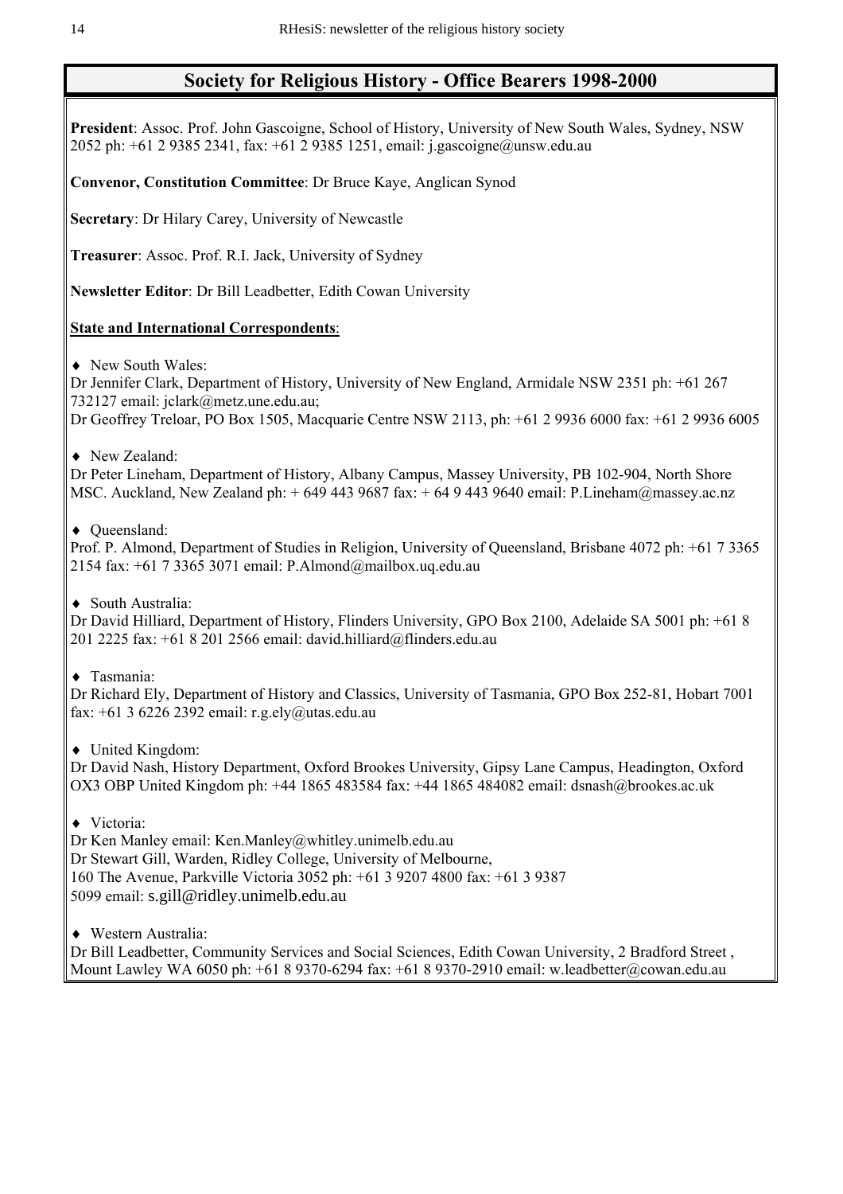## Society for Religious History - Office Bearers 1998-2000

**President**: Assoc. Prof. John Gascoigne, School of History, University of New South Wales, Sydney, NSW 2052 ph: +61 2 9385 2341, fax: +61 2 9385 1251, email: j.gascoigne@unsw.edu.au

**Convenor, Constitution Committee**: Dr Bruce Kaye, Anglican Synod

**Secretary**: Dr Hilary Carey, University of Newcastle

**Treasurer**: Assoc. Prof. R.I. Jack, University of Sydney

**Newsletter Editor**: Dr Bill Leadbetter, Edith Cowan University

**State and International Correspondents**:

- New South Wales:
  Dr Jennifer Clark, Department of History, University of New England, Armidale NSW 2351 ph: +61 267 732127 email: jclark@metz.une.edu.au;
  Dr Geoffrey Treloar, PO Box 1505, Macquarie Centre NSW 2113, ph: +61 2 9936 6000 fax: +61 2 9936 6005

- New Zealand:
  Dr Peter Lineham, Department of History, Albany Campus, Massey University, PB 102-904, North Shore MSC. Auckland, New Zealand ph: + 649 443 9687 fax: + 64 9 443 9640 email: P.Lineham@massey.ac.nz

- Queensland:
  Prof. P. Almond, Department of Studies in Religion, University of Queensland, Brisbane 4072 ph: +61 7 3365 2154 fax: +61 7 3365 3071 email: P.Almond@mailbox.uq.edu.au

- South Australia:
  Dr David Hilliard, Department of History, Flinders University, GPO Box 2100, Adelaide SA 5001 ph: +61 8 201 2225 fax: +61 8 201 2566 email: david.hilliard@flinders.edu.au

- Tasmania:
  Dr Richard Ely, Department of History and Classics, University of Tasmania, GPO Box 252-81, Hobart 7001 fax: +61 3 6226 2392 email: r.g.ely@utas.edu.au

- United Kingdom:
  Dr David Nash, History Department, Oxford Brookes University, Gipsy Lane Campus, Headington, Oxford OX3 OBP United Kingdom ph: +44 1865 483584 fax: +44 1865 484082 email: dsnash@brookes.ac.uk

- Victoria:
  Dr Ken Manley email: Ken.Manley@whitley.unimelb.edu.au
  Dr Stewart Gill, Warden, Ridley College, University of Melbourne,
  160 The Avenue, Parkville Victoria 3052 ph: +61 3 9207 4800 fax: +61 3 9387 5099 email: s.gill@ridley.unimelb.edu.au

- Western Australia:
  Dr Bill Leadbetter, Community Services and Social Sciences, Edith Cowan University, 2 Bradford Street , Mount Lawley WA 6050 ph: +61 8 9370-6294 fax: +61 8 9370-2910 email: w.leadbetter@cowan.edu.au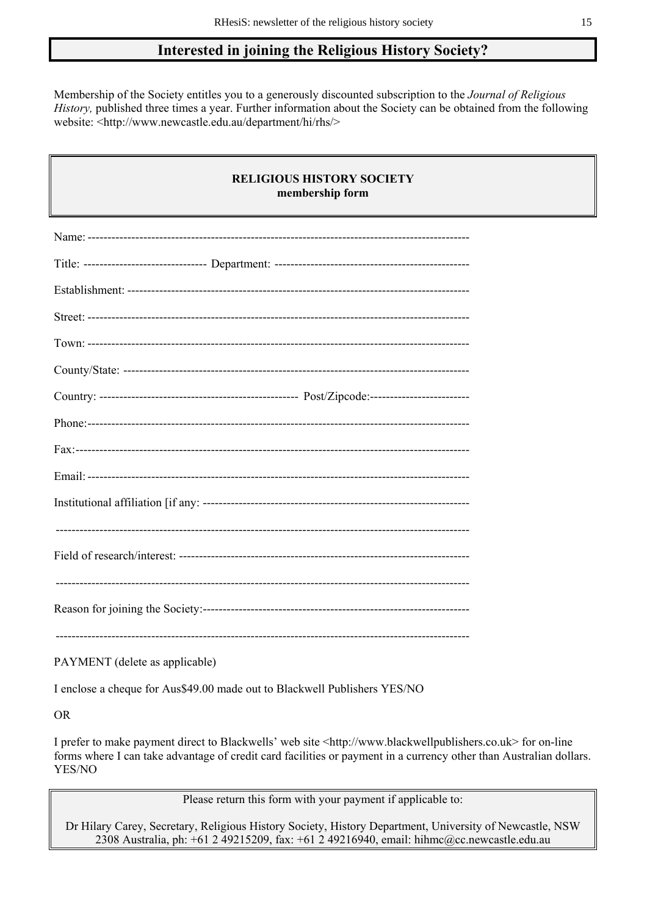## Interested in joining the Religious History Society?

Membership of the Society entitles you to a generously discounted subscription to the *Journal of Religious History,* published three times a year. Further information about the Society can be obtained from the following website: <http://www.newcastle.edu.au/department/hi/rhs/>

**RELIGIOUS HISTORY SOCIETY**
**membership form**

Name: -----------------------------------------------------------------------------------------------

Title: ------------------------------- Department: ------------------------------------------------

Establishment: ------------------------------------------------------------------------------------

Street: ----------------------------------------------------------------------------------------------

Town: -----------------------------------------------------------------------------------------------

County/State: -------------------------------------------------------------------------------------

Country: ------------------------------------------------- Post/Zipcode:-------------------------

Phone:-----------------------------------------------------------------------------------------------

Fax:--------------------------------------------------------------------------------------------------

Email: -----------------------------------------------------------------------------------------------

Institutional affiliation [if any: -------------------------------------------------------------------

---------------------------------------------------------------------------------------------------------

Field of research/interest: -----------------------------------------------------------------------

---------------------------------------------------------------------------------------------------------

Reason for joining the Society:-------------------------------------------------------------------

---------------------------------------------------------------------------------------------------------

PAYMENT (delete as applicable)

I enclose a cheque for Aus$49.00 made out to Blackwell Publishers YES/NO

OR

I prefer to make payment direct to Blackwells' web site <http://www.blackwellpublishers.co.uk> for on-line forms where I can take advantage of credit card facilities or payment in a currency other than Australian dollars. YES/NO

Please return this form with your payment if applicable to:

Dr Hilary Carey, Secretary, Religious History Society, History Department, University of Newcastle, NSW 2308 Australia, ph: +61 2 49215209, fax: +61 2 49216940, email: hihmc@cc.newcastle.edu.au